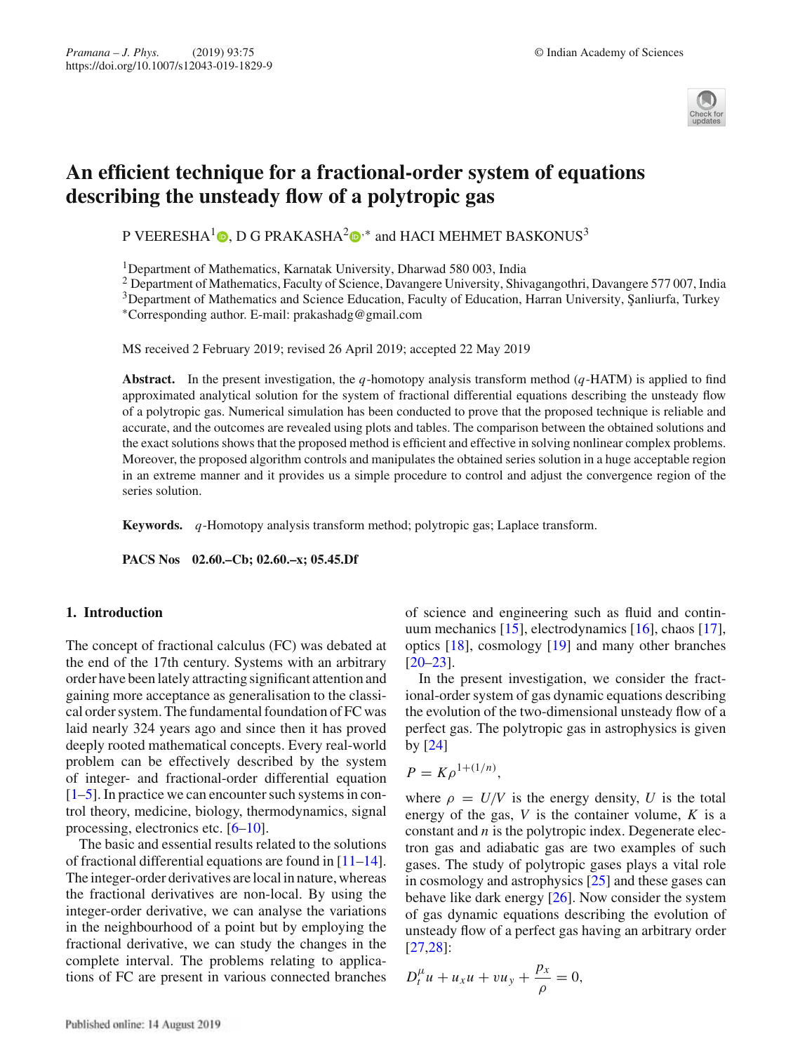# An efficient technique for a fractional-order system of equations describing the unsteady flow of a polytropic gas

P VEERESHA[1], D G PRAKASHA[2,*] and HACI MEHMET BASKONUS[3]

[1]Department of Mathematics, Karnatak University, Dharwad 580 003, India
[2] Department of Mathematics, Faculty of Science, Davangere University, Shivagangothri, Davangere 577 007, India
[3]Department of Mathematics and Science Education, Faculty of Education, Harran University, Şanliurfa, Turkey
*Corresponding author. E-mail: prakashadg@gmail.com

MS received 2 February 2019; revised 26 April 2019; accepted 22 May 2019

**Abstract.** In the present investigation, the $q$-homotopy analysis transform method ($q$-HATM) is applied to find approximated analytical solution for the system of fractional differential equations describing the unsteady flow of a polytropic gas. Numerical simulation has been conducted to prove that the proposed technique is reliable and accurate, and the outcomes are revealed using plots and tables. The comparison between the obtained solutions and the exact solutions shows that the proposed method is efficient and effective in solving nonlinear complex problems. Moreover, the proposed algorithm controls and manipulates the obtained series solution in a huge acceptable region in an extreme manner and it provides us a simple procedure to control and adjust the convergence region of the series solution.

**Keywords.** $q$-Homotopy analysis transform method; polytropic gas; Laplace transform.

**PACS Nos** 02.60.–Cb; 02.60.–x; 05.45.Df

## 1. Introduction

The concept of fractional calculus (FC) was debated at the end of the 17th century. Systems with an arbitrary order have been lately attracting significant attention and gaining more acceptance as generalisation to the classical order system. The fundamental foundation of FC was laid nearly 324 years ago and since then it has proved deeply rooted mathematical concepts. Every real-world problem can be effectively described by the system of integer- and fractional-order differential equation [1–5]. In practice we can encounter such systems in control theory, medicine, biology, thermodynamics, signal processing, electronics etc. [6–10].

The basic and essential results related to the solutions of fractional differential equations are found in [11–14]. The integer-order derivatives are local in nature, whereas the fractional derivatives are non-local. By using the integer-order derivative, we can analyse the variations in the neighbourhood of a point but by employing the fractional derivative, we can study the changes in the complete interval. The problems relating to applications of FC are present in various connected branches of science and engineering such as fluid and continuum mechanics [15], electrodynamics [16], chaos [17], optics [18], cosmology [19] and many other branches [20–23].

In the present investigation, we consider the fractional-order system of gas dynamic equations describing the evolution of the two-dimensional unsteady flow of a perfect gas. The polytropic gas in astrophysics is given by [24]

$$P = K\rho^{1+(1/n)},$$

where $\rho = U/V$ is the energy density, $U$ is the total energy of the gas, $V$ is the container volume, $K$ is a constant and $n$ is the polytropic index. Degenerate electron gas and adiabatic gas are two examples of such gases. The study of polytropic gases plays a vital role in cosmology and astrophysics [25] and these gases can behave like dark energy [26]. Now consider the system of gas dynamic equations describing the evolution of unsteady flow of a perfect gas having an arbitrary order [27,28]:

$$D_t^{\mu} u + u_x u + v u_y + \frac{p_x}{\rho} = 0,$$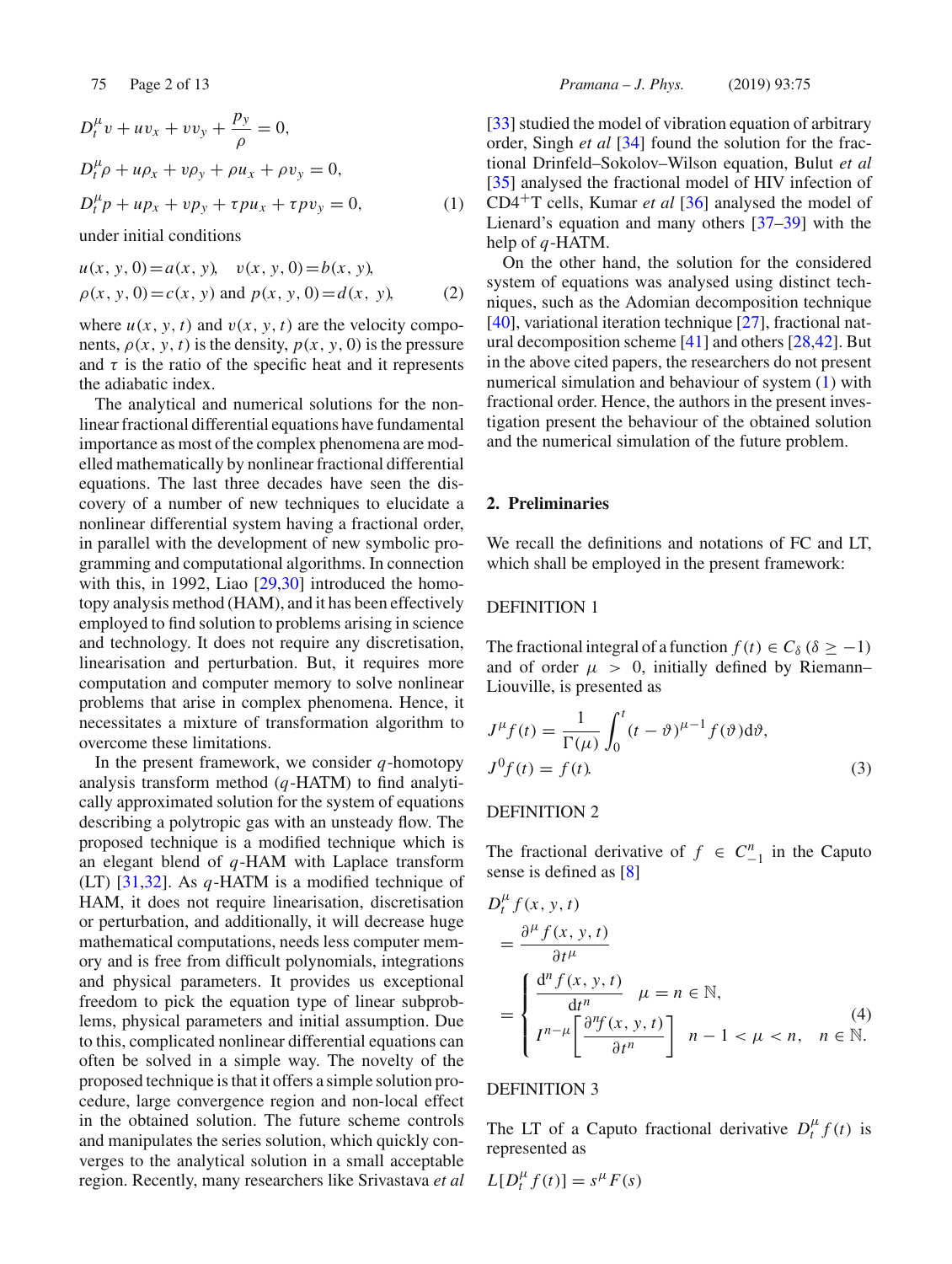$$D_t^{\mu} v + u v_x + v v_y + \frac{p_y}{\rho} = 0,$$

$$D_t^{\mu} \rho + u \rho_x + v \rho_y + \rho u_x + \rho v_y = 0,$$

$$D_t^{\mu} p + u p_x + v p_y + \tau p u_x + \tau p v_y = 0, \tag{1}$$

under initial conditions

$$u(x, y, 0) = a(x, y), \quad v(x, y, 0) = b(x, y),$$
$$\rho(x, y, 0) = c(x, y) \text{ and } p(x, y, 0) = d(x, y), \tag{2}$$

where $u(x, y, t)$ and $v(x, y, t)$ are the velocity components, $\rho(x, y, t)$ is the density, $p(x, y, 0)$ is the pressure and $\tau$ is the ratio of the specific heat and it represents the adiabatic index.

The analytical and numerical solutions for the nonlinear fractional differential equations have fundamental importance as most of the complex phenomena are modelled mathematically by nonlinear fractional differential equations. The last three decades have seen the discovery of a number of new techniques to elucidate a nonlinear differential system having a fractional order, in parallel with the development of new symbolic programming and computational algorithms. In connection with this, in 1992, Liao [29,30] introduced the homotopy analysis method (HAM), and it has been effectively employed to find solution to problems arising in science and technology. It does not require any discretisation, linearisation and perturbation. But, it requires more computation and computer memory to solve nonlinear problems that arise in complex phenomena. Hence, it necessitates a mixture of transformation algorithm to overcome these limitations.

In the present framework, we consider $q$-homotopy analysis transform method ($q$-HATM) to find analytically approximated solution for the system of equations describing a polytropic gas with an unsteady flow. The proposed technique is a modified technique which is an elegant blend of $q$-HAM with Laplace transform (LT) [31,32]. As $q$-HATM is a modified technique of HAM, it does not require linearisation, discretisation or perturbation, and additionally, it will decrease huge mathematical computations, needs less computer memory and is free from difficult polynomials, integrations and physical parameters. It provides us exceptional freedom to pick the equation type of linear subproblems, physical parameters and initial assumption. Due to this, complicated nonlinear differential equations can often be solved in a simple way. The novelty of the proposed technique is that it offers a simple solution procedure, large convergence region and non-local effect in the obtained solution. The future scheme controls and manipulates the series solution, which quickly converges to the analytical solution in a small acceptable region. Recently, many researchers like Srivastava *et al* [33] studied the model of vibration equation of arbitrary order, Singh *et al* [34] found the solution for the fractional Drinfeld–Sokolov–Wilson equation, Bulut *et al* [35] analysed the fractional model of HIV infection of CD4$^+$T cells, Kumar *et al* [36] analysed the model of Lienard's equation and many others [37–39] with the help of $q$-HATM.

On the other hand, the solution for the considered system of equations was analysed using distinct techniques, such as the Adomian decomposition technique [40], variational iteration technique [27], fractional natural decomposition scheme [41] and others [28,42]. But in the above cited papers, the researchers do not present numerical simulation and behaviour of system (1) with fractional order. Hence, the authors in the present investigation present the behaviour of the obtained solution and the numerical simulation of the future problem.

## 2. Preliminaries

We recall the definitions and notations of FC and LT, which shall be employed in the present framework:

DEFINITION 1

The fractional integral of a function $f(t) \in C_{\delta}$ $(\delta \geq -1)$ and of order $\mu > 0$, initially defined by Riemann–Liouville, is presented as

$$J^{\mu} f(t) = \frac{1}{\Gamma(\mu)} \int_0^t (t - \vartheta)^{\mu - 1} f(\vartheta) \mathrm{d}\vartheta,$$
$$J^0 f(t) = f(t). \tag{3}$$

DEFINITION 2

The fractional derivative of $f \in C_{-1}^{n}$ in the Caputo sense is defined as [8]

$$D_t^{\mu} f(x, y, t) = \frac{\partial^{\mu} f(x, y, t)}{\partial t^{\mu}} = \begin{cases} \dfrac{\mathrm{d}^n f(x, y, t)}{\mathrm{d}t^n} & \mu = n \in \mathbb{N}, \\ I^{n-\mu}\left[\dfrac{\partial^n f(x, y, t)}{\partial t^n}\right] & n - 1 < \mu < n, \quad n \in \mathbb{N}. \end{cases} \tag{4}$$

DEFINITION 3

The LT of a Caputo fractional derivative $D_t^{\mu} f(t)$ is represented as

$$L[D_t^{\mu} f(t)] = s^{\mu} F(s)$$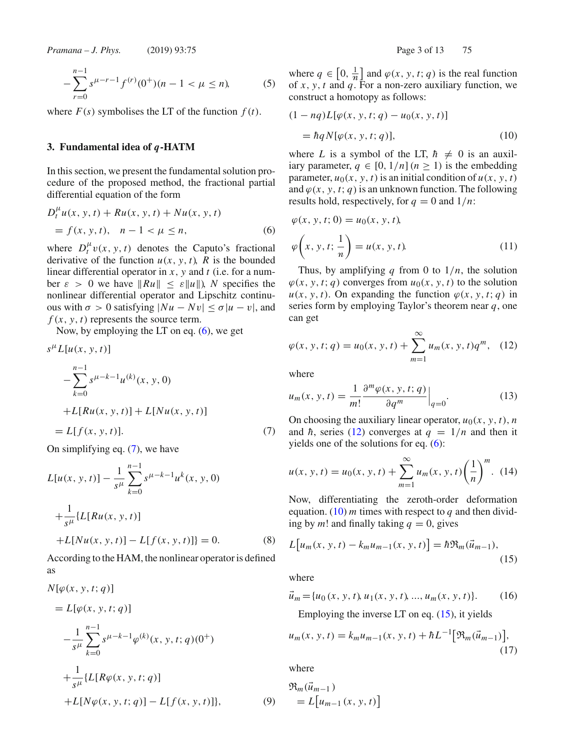$$
-\sum_{r=0}^{n-1} s^{\mu-r-1} f^{(r)}(0^{+}) (n-1<\mu \leq n), \tag{5}
$$

where $F(s)$ symbolises the LT of the function $f(t)$.

## 3. Fundamental idea of $q$-HATM

In this section, we present the fundamental solution procedure of the proposed method, the fractional partial differential equation of the form

$$
\begin{aligned}
&D_t^{\mu} u(x, y, t) + Ru(x, y, t) + Nu(x, y, t) \\
&= f(x, y, t), \quad n-1<\mu \leq n,
\end{aligned} \tag{6}
$$

where $D_t^{\mu} v(x, y, t)$ denotes the Caputo's fractional derivative of the function $u(x, y, t)$, $R$ is the bounded linear differential operator in $x$, $y$ and $t$ (i.e. for a number $\varepsilon > 0$ we have $\|Ru\| \leq \varepsilon \|u\|$), $N$ specifies the nonlinear differential operator and Lipschitz continuous with $\sigma > 0$ satisfying $|Nu - Nv| \leq \sigma |u - v|$, and $f(x, y, t)$ represents the source term.

Now, by employing the LT on eq. (6), we get

$$
\begin{aligned}
&s^{\mu} L[u(x, y, t)] \\
&-\sum_{k=0}^{n-1} s^{\mu-k-1} u^{(k)}(x, y, 0) \\
&+L[Ru(x, y, t)] + L[Nu(x, y, t)] \\
&= L[f(x, y, t)].
\end{aligned} \tag{7}
$$

On simplifying eq. (7), we have

$$
\begin{aligned}
&L[u(x, y, t)] - \frac{1}{s^{\mu}} \sum_{k=0}^{n-1} s^{\mu-k-1} u^{k}(x, y, 0) \\
&+\frac{1}{s^{\mu}} \{L[Ru(x, y, t)] \\
&+L[Nu(x, y, t)] - L[f(x, y, t)]\} = 0.
\end{aligned} \tag{8}
$$

According to the HAM, the nonlinear operator is defined as

$$
\begin{aligned}
&N[\varphi(x, y, t; q)] \\
&= L[\varphi(x, y, t; q)] \\
&-\frac{1}{s^{\mu}} \sum_{k=0}^{n-1} s^{\mu-k-1} \varphi^{(k)}(x, y, t; q)(0^{+}) \\
&+\frac{1}{s^{\mu}} \{L[R\varphi(x, y, t; q)] \\
&+L[N\varphi(x, y, t; q)] - L[f(x, y, t)]\},
\end{aligned} \tag{9}
$$

where $q \in \left[0, \frac{1}{n}\right]$ and $\varphi(x, y, t; q)$ is the real function of $x$, $y$, $t$ and $q$. For a non-zero auxiliary function, we construct a homotopy as follows:

$$
\begin{aligned}
&(1-nq) L[\varphi(x, y, t; q) - u_0(x, y, t)] \\
&= \hbar q N[\varphi(x, y, t; q)],
\end{aligned} \tag{10}
$$

where $L$ is a symbol of the LT, $\hbar \neq 0$ is an auxiliary parameter, $q \in [0, 1/n]$ $(n \geq 1)$ is the embedding parameter, $u_0(x, y, t)$ is an initial condition of $u(x, y, t)$ and $\varphi(x, y, t; q)$ is an unknown function. The following results hold, respectively, for $q = 0$ and $1/n$:

$$
\begin{aligned}
&\varphi(x, y, t; 0) = u_0(x, y, t), \\
&\varphi\left(x, y, t; \frac{1}{n}\right) = u(x, y, t).
\end{aligned} \tag{11}
$$

Thus, by amplifying $q$ from 0 to $1/n$, the solution $\varphi(x, y, t; q)$ converges from $u_0(x, y, t)$ to the solution $u(x, y, t)$. On expanding the function $\varphi(x, y, t; q)$ in series form by employing Taylor's theorem near $q$, one can get

$$
\varphi(x, y, t; q) = u_0(x, y, t) + \sum_{m=1}^{\infty} u_m(x, y, t) q^m, \tag{12}
$$

where

$$
u_m(x, y, t) = \frac{1}{m!} \frac{\partial^m \varphi(x, y, t; q)}{\partial q^m}\bigg|_{q=0}. \tag{13}
$$

On choosing the auxiliary linear operator, $u_0(x, y, t)$, $n$ and $\hbar$, series (12) converges at $q = 1/n$ and then it yields one of the solutions for eq. (6):

$$
u(x, y, t) = u_0(x, y, t) + \sum_{m=1}^{\infty} u_m(x, y, t) \left(\frac{1}{n}\right)^m. \tag{14}
$$

Now, differentiating the zeroth-order deformation equation. (10) $m$ times with respect to $q$ and then dividing by $m!$ and finally taking $q = 0$, gives

$$
L\left[u_m(x, y, t) - k_m u_{m-1}(x, y, t)\right] = \hbar \Re_m(\vec{u}_{m-1}), \tag{15}
$$

where

$$
\vec{u}_m = \{u_0(x, y, t), u_1(x, y, t), \ldots, u_m(x, y, t)\}. \tag{16}
$$

Employing the inverse LT on eq. (15), it yields

$$
u_m(x, y, t) = k_m u_{m-1}(x, y, t) + \hbar L^{-1}\left[\Re_m(\vec{u}_{m-1})\right], \tag{17}
$$

where

$$
\begin{aligned}
&\Re_m(\vec{u}_{m-1}) \\
&= L\left[u_{m-1}(x, y, t)\right]
\end{aligned}
$$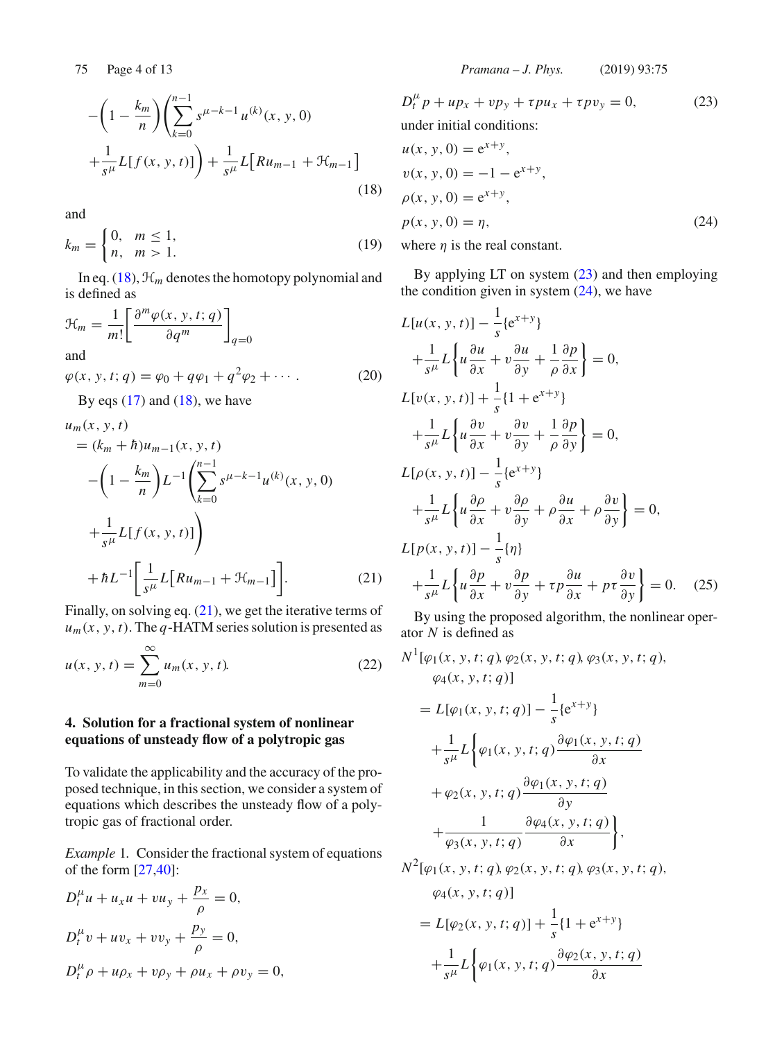$$
-\left(1-\frac{k_m}{n}\right)\left(\sum_{k=0}^{n-1} s^{\mu-k-1} u^{(k)}(x,y,0)\right.
$$
$$
\left.+\frac{1}{s^{\mu}} L[f(x,y,t)]\right)+\frac{1}{s^{\mu}} L\left[R u_{m-1}+\mathcal{H}_{m-1}\right] \tag{18}
$$

and

$$
k_m=\begin{cases}0, & m \leq 1, \\ n, & m>1.\end{cases} \tag{19}
$$

In eq. (18), $\mathcal{H}_m$ denotes the homotopy polynomial and is defined as

$$
\mathcal{H}_m=\frac{1}{m!}\left[\frac{\partial^m \varphi(x,y,t;q)}{\partial q^m}\right]_{q=0}
$$

and

$$
\varphi(x,y,t;q)=\varphi_0+q\varphi_1+q^2\varphi_2+\cdots. \tag{20}
$$

By eqs (17) and (18), we have

$$
\begin{aligned}
u_m&(x,y,t) \\
&=(k_m+\hbar) u_{m-1}(x,y,t) \\
&\quad-\left(1-\frac{k_m}{n}\right) L^{-1}\left(\sum_{k=0}^{n-1} s^{\mu-k-1} u^{(k)}(x,y,0)\right. \\
&\quad\left.+\frac{1}{s^{\mu}} L[f(x,y,t)]\right) \\
&\quad+\hbar L^{-1}\left[\frac{1}{s^{\mu}} L\left[R u_{m-1}+\mathcal{H}_{m-1}\right]\right].
\end{aligned} \tag{21}
$$

Finally, on solving eq. (21), we get the iterative terms of $u_m(x,y,t)$. The $q$-HATM series solution is presented as

$$
u(x,y,t)=\sum_{m=0}^{\infty} u_m(x,y,t). \tag{22}
$$

## 4. Solution for a fractional system of nonlinear equations of unsteady flow of a polytropic gas

To validate the applicability and the accuracy of the proposed technique, in this section, we consider a system of equations which describes the unsteady flow of a polytropic gas of fractional order.

*Example* 1. Consider the fractional system of equations of the form [27,40]:

$$
\begin{aligned}
&D_t^{\mu} u+u_x u+v u_y+\frac{p_x}{\rho}=0, \\
&D_t^{\mu} v+u v_x+v v_y+\frac{p_y}{\rho}=0, \\
&D_t^{\mu} \rho+u \rho_x+v \rho_y+\rho u_x+\rho v_y=0, \\
&D_t^{\mu} p+u p_x+v p_y+\tau p u_x+\tau p v_y=0,
\end{aligned} \tag{23}
$$

under initial conditions:

$$
\begin{aligned}
&u(x,y,0)=\mathrm{e}^{x+y}, \\
&v(x,y,0)=-1-\mathrm{e}^{x+y}, \\
&\rho(x,y,0)=\mathrm{e}^{x+y}, \\
&p(x,y,0)=\eta,
\end{aligned} \tag{24}
$$

where $\eta$ is the real constant.

By applying LT on system (23) and then employing the condition given in system (24), we have

$$
\begin{aligned}
&L[u(x,y,t)]-\frac{1}{s}\{\mathrm{e}^{x+y}\} \\
&\quad+\frac{1}{s^{\mu}} L\left\{u \frac{\partial u}{\partial x}+v \frac{\partial u}{\partial y}+\frac{1}{\rho} \frac{\partial p}{\partial x}\right\}=0, \\
&L[v(x,y,t)]+\frac{1}{s}\{1+\mathrm{e}^{x+y}\} \\
&\quad+\frac{1}{s^{\mu}} L\left\{u \frac{\partial v}{\partial x}+v \frac{\partial v}{\partial y}+\frac{1}{\rho} \frac{\partial p}{\partial y}\right\}=0, \\
&L[\rho(x,y,t)]-\frac{1}{s}\{\mathrm{e}^{x+y}\} \\
&\quad+\frac{1}{s^{\mu}} L\left\{u \frac{\partial \rho}{\partial x}+v \frac{\partial \rho}{\partial y}+\rho \frac{\partial u}{\partial x}+\rho \frac{\partial v}{\partial y}\right\}=0, \\
&L[p(x,y,t)]-\frac{1}{s}\{\eta\} \\
&\quad+\frac{1}{s^{\mu}} L\left\{u \frac{\partial p}{\partial x}+v \frac{\partial p}{\partial y}+\tau p \frac{\partial u}{\partial x}+p \tau \frac{\partial v}{\partial y}\right\}=0.
\end{aligned} \tag{25}
$$

By using the proposed algorithm, the nonlinear operator $N$ is defined as

$$
\begin{aligned}
N^1&[\varphi_1(x,y,t;q), \varphi_2(x,y,t;q), \varphi_3(x,y,t;q), \\
&\varphi_4(x,y,t;q)] \\
&=L[\varphi_1(x,y,t;q)]-\frac{1}{s}\{\mathrm{e}^{x+y}\} \\
&\quad+\frac{1}{s^{\mu}} L\left\{\varphi_1(x,y,t;q) \frac{\partial \varphi_1(x,y,t;q)}{\partial x}\right. \\
&\quad+\varphi_2(x,y,t;q) \frac{\partial \varphi_1(x,y,t;q)}{\partial y} \\
&\quad\left.+\frac{1}{\varphi_3(x,y,t;q)} \frac{\partial \varphi_4(x,y,t;q)}{\partial x}\right\},
\end{aligned}
$$

$$
\begin{aligned}
N^2&[\varphi_1(x,y,t;q), \varphi_2(x,y,t;q), \varphi_3(x,y,t;q), \\
&\varphi_4(x,y,t;q)] \\
&=L[\varphi_2(x,y,t;q)]+\frac{1}{s}\{1+\mathrm{e}^{x+y}\} \\
&\quad+\frac{1}{s^{\mu}} L\left\{\varphi_1(x,y,t;q) \frac{\partial \varphi_2(x,y,t;q)}{\partial x}\right.
\end{aligned}
$$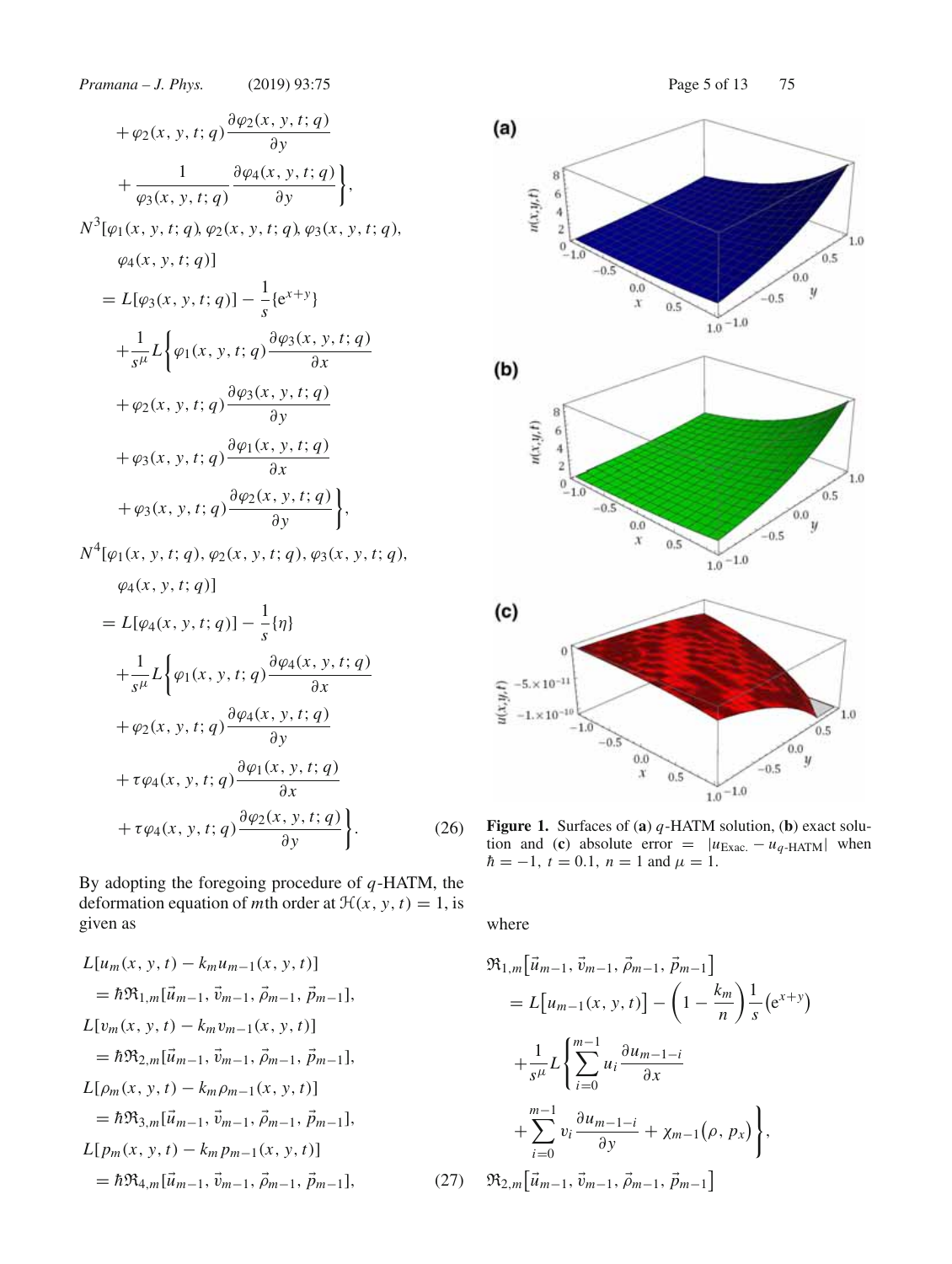$$+\varphi_2(x,y,t;q)\frac{\partial \varphi_2(x,y,t;q)}{\partial y}$$

$$+\frac{1}{\varphi_3(x,y,t;q)}\frac{\partial \varphi_4(x,y,t;q)}{\partial y}\Bigg\},$$

$$N^3[\varphi_1(x,y,t;q), \varphi_2(x,y,t;q), \varphi_3(x,y,t;q), \varphi_4(x,y,t;q)]$$

$$= L[\varphi_3(x,y,t;q)] - \frac{1}{s}\{e^{x+y}\}$$

$$+\frac{1}{s^{\mu}}L\Bigg\{\varphi_1(x,y,t;q)\frac{\partial \varphi_3(x,y,t;q)}{\partial x}$$

$$+\varphi_2(x,y,t;q)\frac{\partial \varphi_3(x,y,t;q)}{\partial y}$$

$$+\varphi_3(x,y,t;q)\frac{\partial \varphi_1(x,y,t;q)}{\partial x}$$

$$+\varphi_3(x,y,t;q)\frac{\partial \varphi_2(x,y,t;q)}{\partial y}\Bigg\},$$

$$N^4[\varphi_1(x,y,t;q), \varphi_2(x,y,t;q), \varphi_3(x,y,t;q), \varphi_4(x,y,t;q)]$$

$$= L[\varphi_4(x,y,t;q)] - \frac{1}{s}\{\eta\}$$

$$+\frac{1}{s^{\mu}}L\Bigg\{\varphi_1(x,y,t;q)\frac{\partial \varphi_4(x,y,t;q)}{\partial x}$$

$$+\varphi_2(x,y,t;q)\frac{\partial \varphi_4(x,y,t;q)}{\partial y}$$

$$+\tau\varphi_4(x,y,t;q)\frac{\partial \varphi_1(x,y,t;q)}{\partial x}$$

$$+\tau\varphi_4(x,y,t;q)\frac{\partial \varphi_2(x,y,t;q)}{\partial y}\Bigg\}. \tag{26}$$

By adopting the foregoing procedure of $q$-HATM, the deformation equation of $m$th order at $\mathcal{H}(x,y,t) = 1$, is given as

$$L[u_m(x,y,t) - k_m u_{m-1}(x,y,t)] = \hbar\mathfrak{R}_{1,m}[\vec{u}_{m-1}, \vec{v}_{m-1}, \vec{\rho}_{m-1}, \vec{p}_{m-1}],$$

$$L[v_m(x,y,t) - k_m v_{m-1}(x,y,t)] = \hbar\mathfrak{R}_{2,m}[\vec{u}_{m-1}, \vec{v}_{m-1}, \vec{\rho}_{m-1}, \vec{p}_{m-1}],$$

$$L[\rho_m(x,y,t) - k_m \rho_{m-1}(x,y,t)] = \hbar\mathfrak{R}_{3,m}[\vec{u}_{m-1}, \vec{v}_{m-1}, \vec{\rho}_{m-1}, \vec{p}_{m-1}],$$

$$L[p_m(x,y,t) - k_m p_{m-1}(x,y,t)] = \hbar\mathfrak{R}_{4,m}[\vec{u}_{m-1}, \vec{v}_{m-1}, \vec{\rho}_{m-1}, \vec{p}_{m-1}], \tag{27}$$

**Figure 1.** Surfaces of (**a**) $q$-HATM solution, (**b**) exact solution and (**c**) absolute error $= |u_{\text{Exac.}} - u_{q\text{-HATM}}|$ when $\hbar = -1$, $t = 0.1$, $n = 1$ and $\mu = 1$.

where

$$\mathfrak{R}_{1,m}[\vec{u}_{m-1}, \vec{v}_{m-1}, \vec{\rho}_{m-1}, \vec{p}_{m-1}] = L[u_{m-1}(x,y,t)] - \left(1 - \frac{k_m}{n}\right)\frac{1}{s}\left(e^{x+y}\right)$$

$$+\frac{1}{s^{\mu}}L\Bigg\{\sum_{i=0}^{m-1} u_i \frac{\partial u_{m-1-i}}{\partial x} + \sum_{i=0}^{m-1} v_i \frac{\partial u_{m-1-i}}{\partial y} + \chi_{m-1}(\rho, p_x)\Bigg\},$$

$$\mathfrak{R}_{2,m}[\vec{u}_{m-1}, \vec{v}_{m-1}, \vec{\rho}_{m-1}, \vec{p}_{m-1}]$$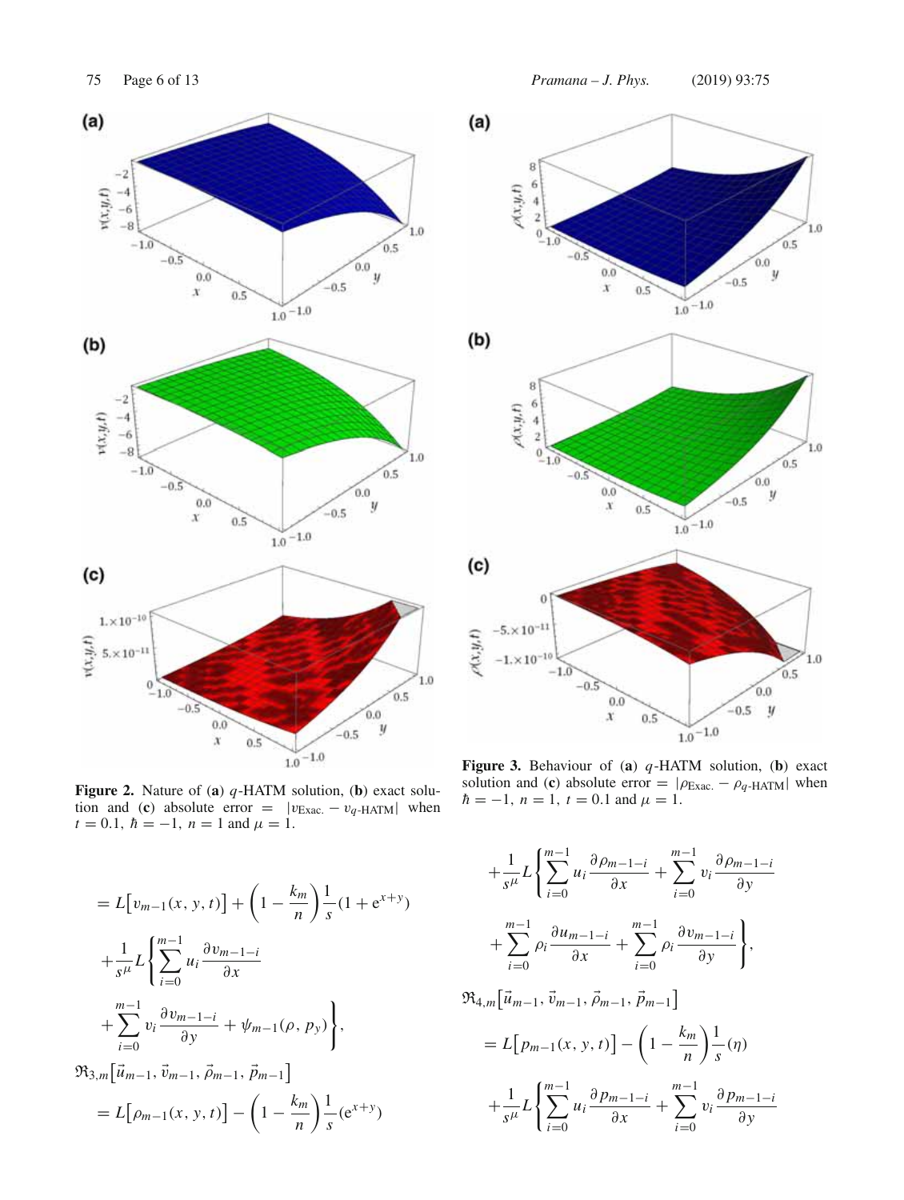**Figure 2.** Nature of (**a**) $q$-HATM solution, (**b**) exact solution and (**c**) absolute error $= |v_{\text{Exac.}} - v_{q\text{-HATM}}|$ when $t = 0.1$, $\hbar = -1$, $n = 1$ and $\mu = 1$.

**Figure 3.** Behaviour of (**a**) $q$-HATM solution, (**b**) exact solution and (**c**) absolute error $= |\rho_{\text{Exac.}} - \rho_{q\text{-HATM}}|$ when $\hbar = -1$, $n = 1$, $t = 0.1$ and $\mu = 1$.

$$
= L\big[v_{m-1}(x, y, t)\big] + \left(1 - \frac{k_m}{n}\right)\frac{1}{s}(1 + \mathrm{e}^{x+y})
+ \frac{1}{s^{\mu}} L\left\{\sum_{i=0}^{m-1} u_i \frac{\partial v_{m-1-i}}{\partial x}
+ \sum_{i=0}^{m-1} v_i \frac{\partial v_{m-1-i}}{\partial y} + \psi_{m-1}(\rho, p_y)\right\},
$$

$$
\Re_{3,m}\big[\vec{u}_{m-1}, \vec{v}_{m-1}, \vec{\rho}_{m-1}, \vec{p}_{m-1}\big]
= L\big[\rho_{m-1}(x, y, t)\big] - \left(1 - \frac{k_m}{n}\right)\frac{1}{s}(\mathrm{e}^{x+y})
+ \frac{1}{s^{\mu}} L\left\{\sum_{i=0}^{m-1} u_i \frac{\partial \rho_{m-1-i}}{\partial x} + \sum_{i=0}^{m-1} v_i \frac{\partial \rho_{m-1-i}}{\partial y}
+ \sum_{i=0}^{m-1} \rho_i \frac{\partial u_{m-1-i}}{\partial x} + \sum_{i=0}^{m-1} \rho_i \frac{\partial v_{m-1-i}}{\partial y}\right\},
$$

$$
\Re_{4,m}\big[\vec{u}_{m-1}, \vec{v}_{m-1}, \vec{\rho}_{m-1}, \vec{p}_{m-1}\big]
= L\big[p_{m-1}(x, y, t)\big] - \left(1 - \frac{k_m}{n}\right)\frac{1}{s}(\eta)
+ \frac{1}{s^{\mu}} L\left\{\sum_{i=0}^{m-1} u_i \frac{\partial p_{m-1-i}}{\partial x} + \sum_{i=0}^{m-1} v_i \frac{\partial p_{m-1-i}}{\partial y}\right.
$$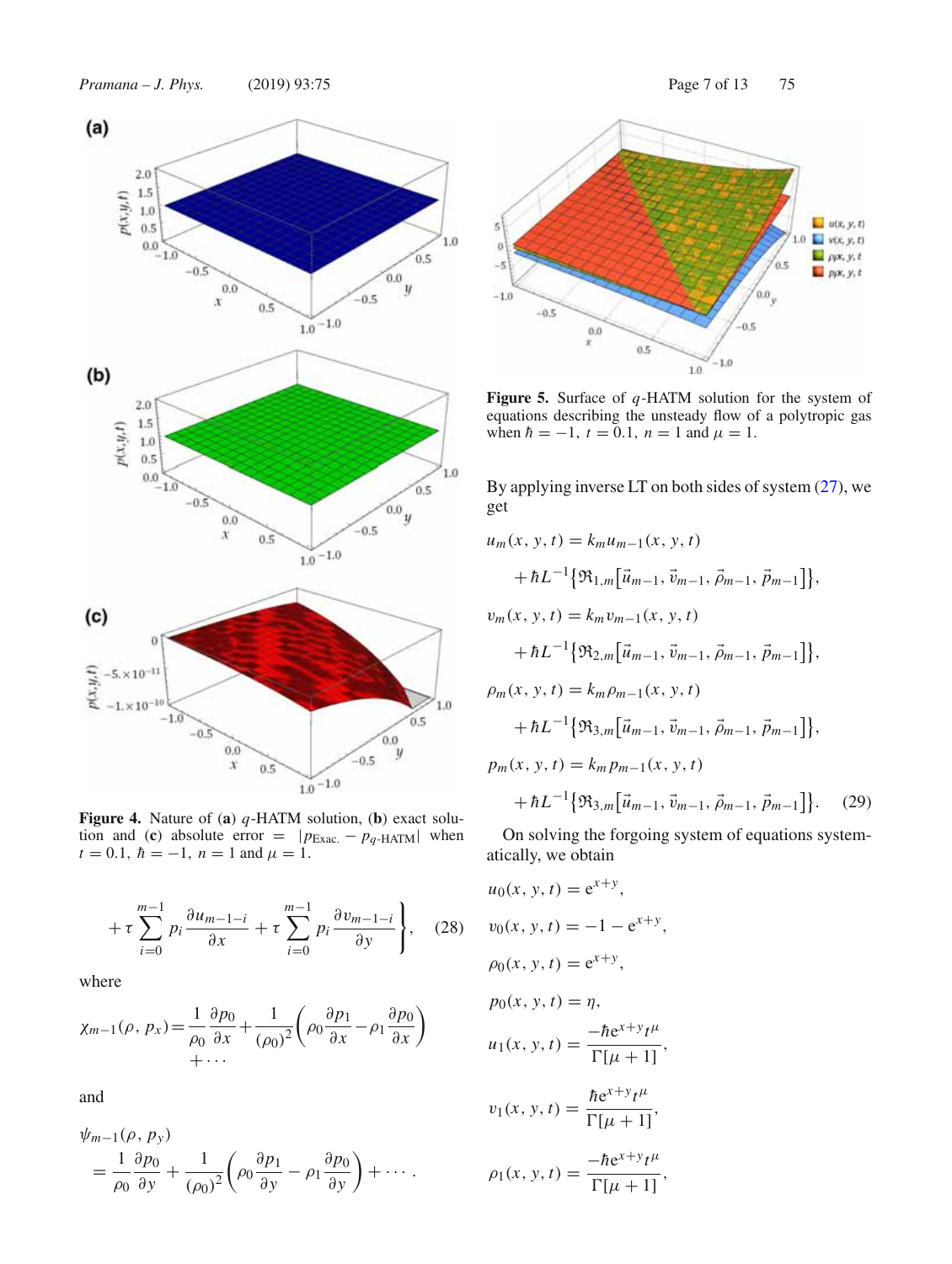Figure 4. Nature of (**a**) $q$-HATM solution, (**b**) exact solution and (**c**) absolute error $= |p_{\text{Exac.}} - p_{q\text{-HATM}}|$ when $t = 0.1$, $\hbar = -1$, $n = 1$ and $\mu = 1$.

$$+ \tau \sum_{i=0}^{m-1} p_i \frac{\partial u_{m-1-i}}{\partial x} + \tau \sum_{i=0}^{m-1} p_i \frac{\partial v_{m-1-i}}{\partial y} \Bigg\}, \quad (28)$$

where

$$\chi_{m-1}(\rho, p_x) = \frac{1}{\rho_0}\frac{\partial p_0}{\partial x} + \frac{1}{(\rho_0)^2}\left(\rho_0 \frac{\partial p_1}{\partial x} - \rho_1 \frac{\partial p_0}{\partial x}\right) + \cdots$$

and

$$\psi_{m-1}(\rho, p_y) = \frac{1}{\rho_0}\frac{\partial p_0}{\partial y} + \frac{1}{(\rho_0)^2}\left(\rho_0 \frac{\partial p_1}{\partial y} - \rho_1 \frac{\partial p_0}{\partial y}\right) + \cdots .$$

Figure 5. Surface of $q$-HATM solution for the system of equations describing the unsteady flow of a polytropic gas when $\hbar = -1$, $t = 0.1$, $n = 1$ and $\mu = 1$.

By applying inverse LT on both sides of system (27), we get

$$u_m(x, y, t) = k_m u_{m-1}(x, y, t) + \hbar L^{-1}\left\{\Re_{1,m}\left[\vec{u}_{m-1}, \vec{v}_{m-1}, \vec{\rho}_{m-1}, \vec{p}_{m-1}\right]\right\},$$

$$v_m(x, y, t) = k_m v_{m-1}(x, y, t) + \hbar L^{-1}\left\{\Re_{2,m}\left[\vec{u}_{m-1}, \vec{v}_{m-1}, \vec{\rho}_{m-1}, \vec{p}_{m-1}\right]\right\},$$

$$\rho_m(x, y, t) = k_m \rho_{m-1}(x, y, t) + \hbar L^{-1}\left\{\Re_{3,m}\left[\vec{u}_{m-1}, \vec{v}_{m-1}, \vec{\rho}_{m-1}, \vec{p}_{m-1}\right]\right\},$$

$$p_m(x, y, t) = k_m p_{m-1}(x, y, t) + \hbar L^{-1}\left\{\Re_{3,m}\left[\vec{u}_{m-1}, \vec{v}_{m-1}, \vec{\rho}_{m-1}, \vec{p}_{m-1}\right]\right\}. \quad (29)$$

On solving the forgoing system of equations systematically, we obtain

$$u_0(x, y, t) = e^{x+y},$$

$$v_0(x, y, t) = -1 - e^{x+y},$$

$$\rho_0(x, y, t) = e^{x+y},$$

$$p_0(x, y, t) = \eta,$$

$$u_1(x, y, t) = \frac{-\hbar e^{x+y} t^{\mu}}{\Gamma[\mu+1]},$$

$$v_1(x, y, t) = \frac{\hbar e^{x+y} t^{\mu}}{\Gamma[\mu+1]},$$

$$\rho_1(x, y, t) = \frac{-\hbar e^{x+y} t^{\mu}}{\Gamma[\mu+1]},$$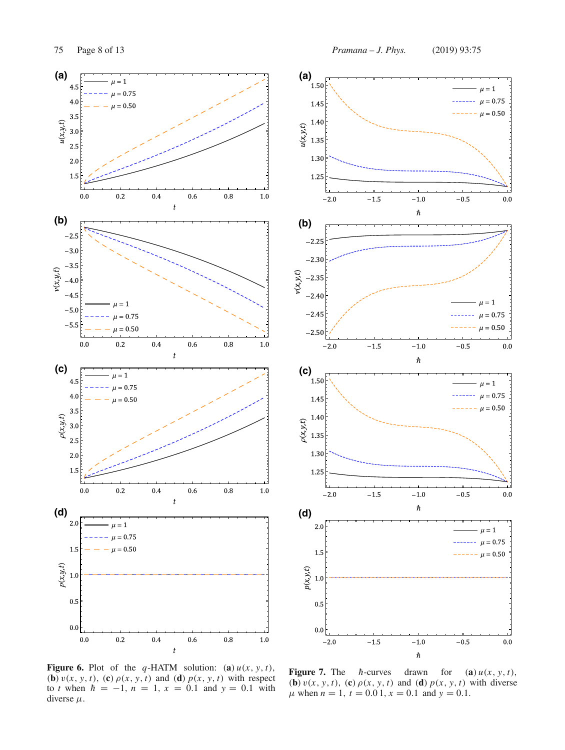**Figure 6.** Plot of the $q$-HATM solution: (**a**) $u(x, y, t)$, (**b**) $v(x, y, t)$, (**c**) $\rho(x, y, t)$ and (**d**) $p(x, y, t)$ with respect to $t$ when $\hbar = -1$, $n = 1$, $x = 0.1$ and $y = 0.1$ with diverse $\mu$.

**Figure 7.** The $\hbar$-curves drawn for (**a**) $u(x, y, t)$, (**b**) $v(x, y, t)$, (**c**) $\rho(x, y, t)$ and (**d**) $p(x, y, t)$ with diverse $\mu$ when $n = 1$, $t = 0.0\,1$, $x = 0.1$ and $y = 0.1$.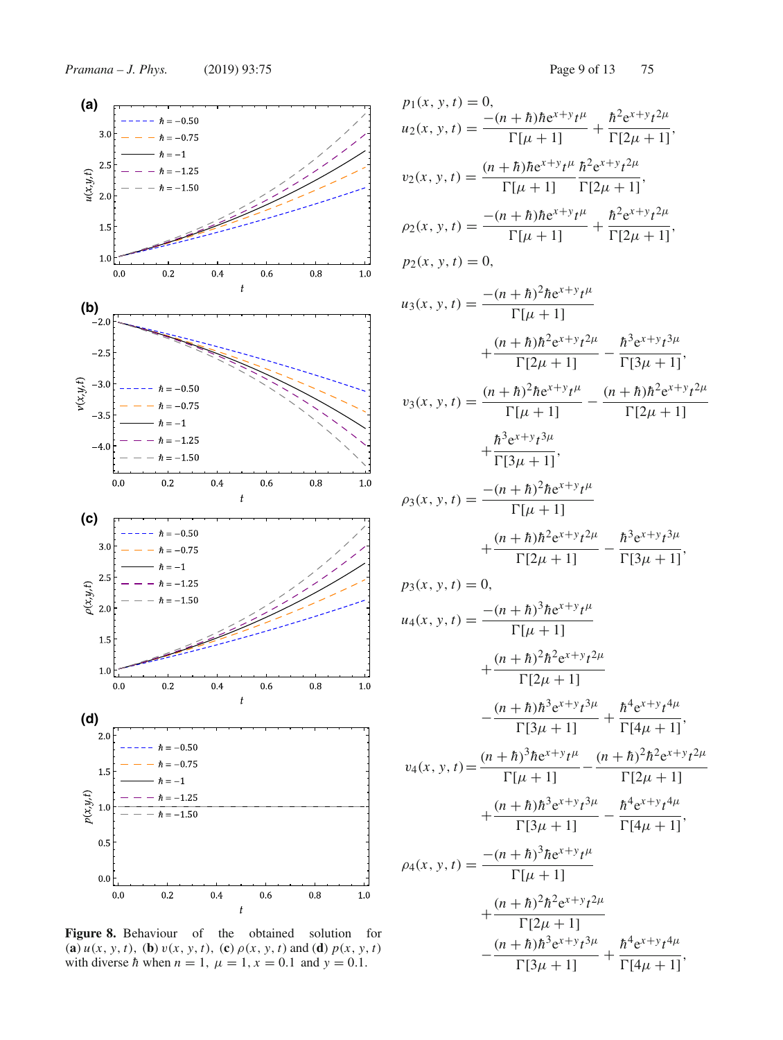Figure 8. Behaviour of the obtained solution for (**a**) $u(x, y, t)$, (**b**) $v(x, y, t)$, (**c**) $\rho(x, y, t)$ and (**d**) $p(x, y, t)$ with diverse $\hbar$ when $n = 1$, $\mu = 1$, $x = 0.1$ and $y = 0.1$.

$$p_1(x, y, t) = 0,$$

$$u_2(x, y, t) = \frac{-(n+\hbar)\hbar e^{x+y} t^{\mu}}{\Gamma[\mu+1]} + \frac{\hbar^2 e^{x+y} t^{2\mu}}{\Gamma[2\mu+1]},$$

$$v_2(x, y, t) = \frac{(n+\hbar)\hbar e^{x+y} t^{\mu}}{\Gamma[\mu+1]} \frac{\hbar^2 e^{x+y} t^{2\mu}}{\Gamma[2\mu+1]},$$

$$\rho_2(x, y, t) = \frac{-(n+\hbar)\hbar e^{x+y} t^{\mu}}{\Gamma[\mu+1]} + \frac{\hbar^2 e^{x+y} t^{2\mu}}{\Gamma[2\mu+1]},$$

$$p_2(x, y, t) = 0,$$

$$u_3(x, y, t) = \frac{-(n+\hbar)^2\hbar e^{x+y} t^{\mu}}{\Gamma[\mu+1]} + \frac{(n+\hbar)\hbar^2 e^{x+y} t^{2\mu}}{\Gamma[2\mu+1]} - \frac{\hbar^3 e^{x+y} t^{3\mu}}{\Gamma[3\mu+1]},$$

$$v_3(x, y, t) = \frac{(n+\hbar)^2\hbar e^{x+y} t^{\mu}}{\Gamma[\mu+1]} - \frac{(n+\hbar)\hbar^2 e^{x+y} t^{2\mu}}{\Gamma[2\mu+1]} + \frac{\hbar^3 e^{x+y} t^{3\mu}}{\Gamma[3\mu+1]},$$

$$\rho_3(x, y, t) = \frac{-(n+\hbar)^2\hbar e^{x+y} t^{\mu}}{\Gamma[\mu+1]} + \frac{(n+\hbar)\hbar^2 e^{x+y} t^{2\mu}}{\Gamma[2\mu+1]} - \frac{\hbar^3 e^{x+y} t^{3\mu}}{\Gamma[3\mu+1]},$$

$$p_3(x, y, t) = 0,$$

$$u_4(x, y, t) = \frac{-(n+\hbar)^3\hbar e^{x+y} t^{\mu}}{\Gamma[\mu+1]} + \frac{(n+\hbar)^2\hbar^2 e^{x+y} t^{2\mu}}{\Gamma[2\mu+1]} - \frac{(n+\hbar)\hbar^3 e^{x+y} t^{3\mu}}{\Gamma[3\mu+1]} + \frac{\hbar^4 e^{x+y} t^{4\mu}}{\Gamma[4\mu+1]},$$

$$v_4(x, y, t) = \frac{(n+\hbar)^3\hbar e^{x+y} t^{\mu}}{\Gamma[\mu+1]} - \frac{(n+\hbar)^2\hbar^2 e^{x+y} t^{2\mu}}{\Gamma[2\mu+1]} + \frac{(n+\hbar)\hbar^3 e^{x+y} t^{3\mu}}{\Gamma[3\mu+1]} - \frac{\hbar^4 e^{x+y} t^{4\mu}}{\Gamma[4\mu+1]},$$

$$\rho_4(x, y, t) = \frac{-(n+\hbar)^3\hbar e^{x+y} t^{\mu}}{\Gamma[\mu+1]} + \frac{(n+\hbar)^2\hbar^2 e^{x+y} t^{2\mu}}{\Gamma[2\mu+1]} - \frac{(n+\hbar)\hbar^3 e^{x+y} t^{3\mu}}{\Gamma[3\mu+1]} + \frac{\hbar^4 e^{x+y} t^{4\mu}}{\Gamma[4\mu+1]},$$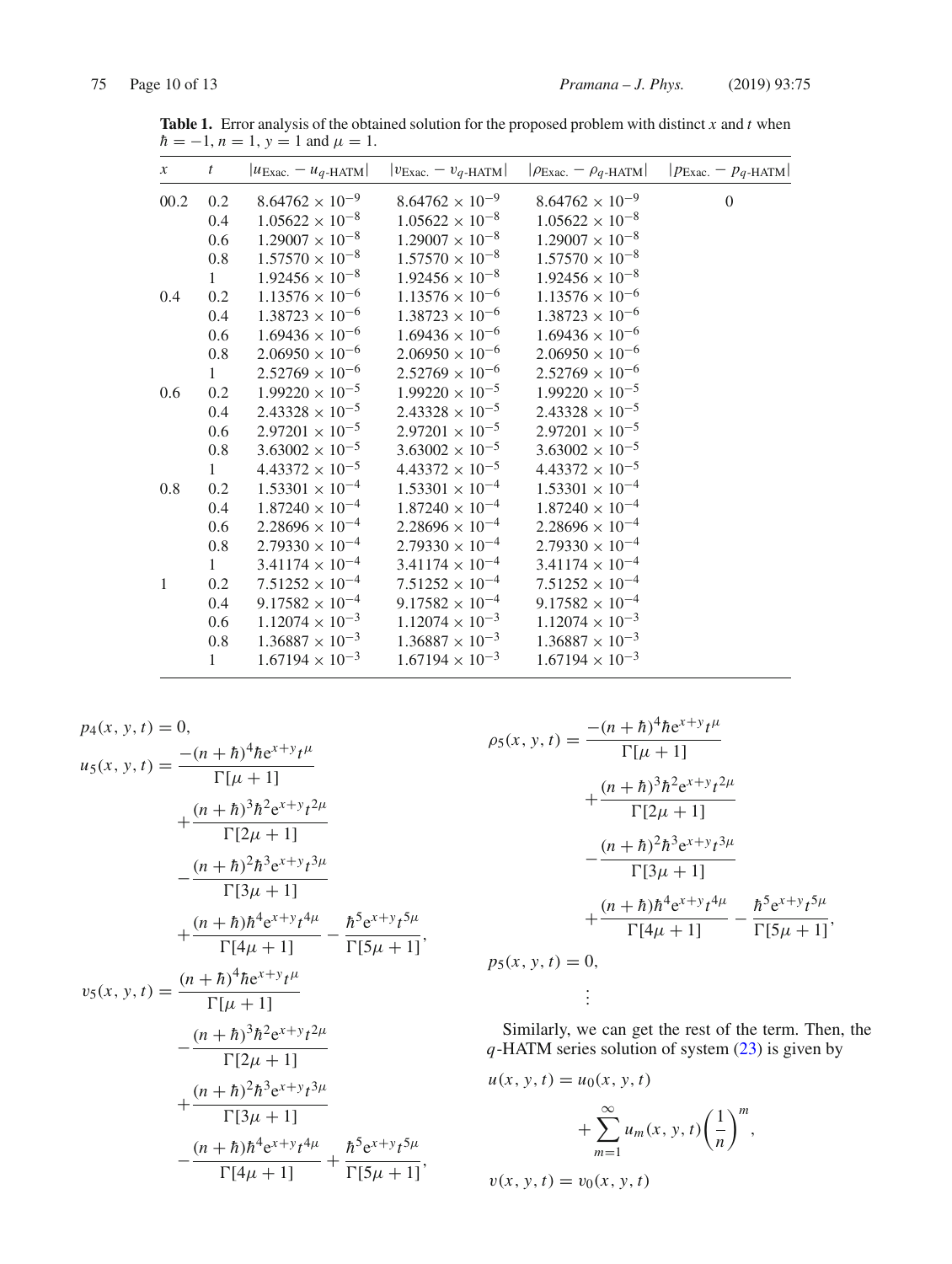**Table 1.** Error analysis of the obtained solution for the proposed problem with distinct $x$ and $t$ when $\hbar = -1$, $n = 1$, $y = 1$ and $\mu = 1$.

| $x$ | $t$ | $\lvert u_{\text{Exac.}} - u_{q\text{-HATM}}\rvert$ | $\lvert v_{\text{Exac.}} - v_{q\text{-HATM}}\rvert$ | $\lvert \rho_{\text{Exac.}} - \rho_{q\text{-HATM}}\rvert$ | $\lvert p_{\text{Exac.}} - p_{q\text{-HATM}}\rvert$ |
|---|---|---|---|---|---|
| 00.2 | 0.2 | $8.64762 \times 10^{-9}$ | $8.64762 \times 10^{-9}$ | $8.64762 \times 10^{-9}$ | 0 |
| | 0.4 | $1.05622 \times 10^{-8}$ | $1.05622 \times 10^{-8}$ | $1.05622 \times 10^{-8}$ | |
| | 0.6 | $1.29007 \times 10^{-8}$ | $1.29007 \times 10^{-8}$ | $1.29007 \times 10^{-8}$ | |
| | 0.8 | $1.57570 \times 10^{-8}$ | $1.57570 \times 10^{-8}$ | $1.57570 \times 10^{-8}$ | |
| | 1 | $1.92456 \times 10^{-8}$ | $1.92456 \times 10^{-8}$ | $1.92456 \times 10^{-8}$ | |
| 0.4 | 0.2 | $1.13576 \times 10^{-6}$ | $1.13576 \times 10^{-6}$ | $1.13576 \times 10^{-6}$ | |
| | 0.4 | $1.38723 \times 10^{-6}$ | $1.38723 \times 10^{-6}$ | $1.38723 \times 10^{-6}$ | |
| | 0.6 | $1.69436 \times 10^{-6}$ | $1.69436 \times 10^{-6}$ | $1.69436 \times 10^{-6}$ | |
| | 0.8 | $2.06950 \times 10^{-6}$ | $2.06950 \times 10^{-6}$ | $2.06950 \times 10^{-6}$ | |
| | 1 | $2.52769 \times 10^{-6}$ | $2.52769 \times 10^{-6}$ | $2.52769 \times 10^{-6}$ | |
| 0.6 | 0.2 | $1.99220 \times 10^{-5}$ | $1.99220 \times 10^{-5}$ | $1.99220 \times 10^{-5}$ | |
| | 0.4 | $2.43328 \times 10^{-5}$ | $2.43328 \times 10^{-5}$ | $2.43328 \times 10^{-5}$ | |
| | 0.6 | $2.97201 \times 10^{-5}$ | $2.97201 \times 10^{-5}$ | $2.97201 \times 10^{-5}$ | |
| | 0.8 | $3.63002 \times 10^{-5}$ | $3.63002 \times 10^{-5}$ | $3.63002 \times 10^{-5}$ | |
| | 1 | $4.43372 \times 10^{-5}$ | $4.43372 \times 10^{-5}$ | $4.43372 \times 10^{-5}$ | |
| 0.8 | 0.2 | $1.53301 \times 10^{-4}$ | $1.53301 \times 10^{-4}$ | $1.53301 \times 10^{-4}$ | |
| | 0.4 | $1.87240 \times 10^{-4}$ | $1.87240 \times 10^{-4}$ | $1.87240 \times 10^{-4}$ | |
| | 0.6 | $2.28696 \times 10^{-4}$ | $2.28696 \times 10^{-4}$ | $2.28696 \times 10^{-4}$ | |
| | 0.8 | $2.79330 \times 10^{-4}$ | $2.79330 \times 10^{-4}$ | $2.79330 \times 10^{-4}$ | |
| | 1 | $3.41174 \times 10^{-4}$ | $3.41174 \times 10^{-4}$ | $3.41174 \times 10^{-4}$ | |
| 1 | 0.2 | $7.51252 \times 10^{-4}$ | $7.51252 \times 10^{-4}$ | $7.51252 \times 10^{-4}$ | |
| | 0.4 | $9.17582 \times 10^{-4}$ | $9.17582 \times 10^{-4}$ | $9.17582 \times 10^{-4}$ | |
| | 0.6 | $1.12074 \times 10^{-3}$ | $1.12074 \times 10^{-3}$ | $1.12074 \times 10^{-3}$ | |
| | 0.8 | $1.36887 \times 10^{-3}$ | $1.36887 \times 10^{-3}$ | $1.36887 \times 10^{-3}$ | |
| | 1 | $1.67194 \times 10^{-3}$ | $1.67194 \times 10^{-3}$ | $1.67194 \times 10^{-3}$ | |

$$p_4(x,y,t) = 0,$$

$$u_5(x,y,t) = \frac{-(n+\hbar)^4\hbar \mathrm{e}^{x+y}t^{\mu}}{\Gamma[\mu+1]} + \frac{(n+\hbar)^3\hbar^2 \mathrm{e}^{x+y}t^{2\mu}}{\Gamma[2\mu+1]} - \frac{(n+\hbar)^2\hbar^3 \mathrm{e}^{x+y}t^{3\mu}}{\Gamma[3\mu+1]} + \frac{(n+\hbar)\hbar^4 \mathrm{e}^{x+y}t^{4\mu}}{\Gamma[4\mu+1]} - \frac{\hbar^5 \mathrm{e}^{x+y}t^{5\mu}}{\Gamma[5\mu+1]},$$

$$v_5(x,y,t) = \frac{(n+\hbar)^4\hbar \mathrm{e}^{x+y}t^{\mu}}{\Gamma[\mu+1]} - \frac{(n+\hbar)^3\hbar^2 \mathrm{e}^{x+y}t^{2\mu}}{\Gamma[2\mu+1]} + \frac{(n+\hbar)^2\hbar^3 \mathrm{e}^{x+y}t^{3\mu}}{\Gamma[3\mu+1]} - \frac{(n+\hbar)\hbar^4 \mathrm{e}^{x+y}t^{4\mu}}{\Gamma[4\mu+1]} + \frac{\hbar^5 \mathrm{e}^{x+y}t^{5\mu}}{\Gamma[5\mu+1]},$$

$$\rho_5(x,y,t) = \frac{-(n+\hbar)^4\hbar \mathrm{e}^{x+y}t^{\mu}}{\Gamma[\mu+1]} + \frac{(n+\hbar)^3\hbar^2 \mathrm{e}^{x+y}t^{2\mu}}{\Gamma[2\mu+1]} - \frac{(n+\hbar)^2\hbar^3 \mathrm{e}^{x+y}t^{3\mu}}{\Gamma[3\mu+1]} + \frac{(n+\hbar)\hbar^4 \mathrm{e}^{x+y}t^{4\mu}}{\Gamma[4\mu+1]} - \frac{\hbar^5 \mathrm{e}^{x+y}t^{5\mu}}{\Gamma[5\mu+1]},$$

$$p_5(x,y,t) = 0,$$

$$\vdots$$

Similarly, we can get the rest of the term. Then, the $q$-HATM series solution of system (23) is given by

$$u(x,y,t) = u_0(x,y,t) + \sum_{m=1}^{\infty} u_m(x,y,t)\left(\frac{1}{n}\right)^m,$$

$$v(x,y,t) = v_0(x,y,t)$$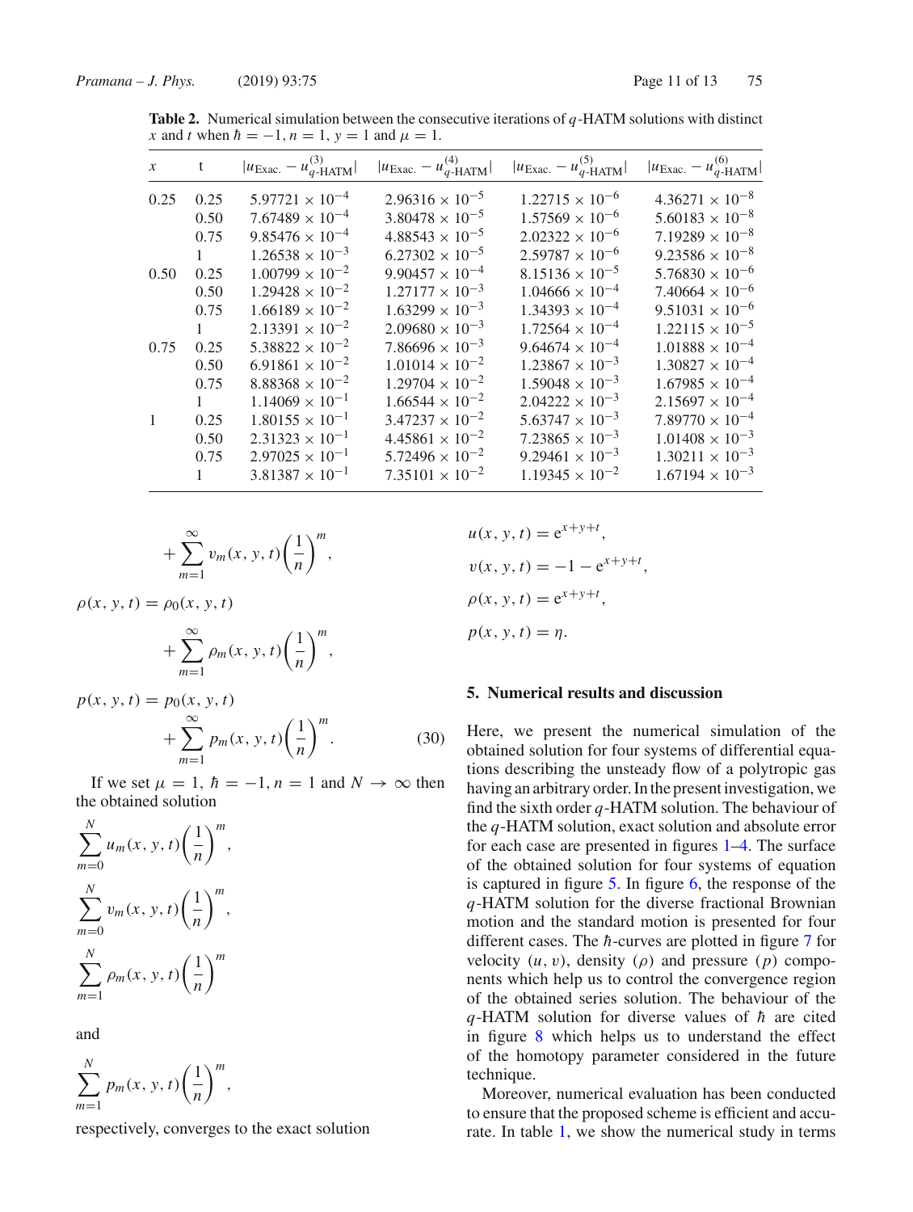**Table 2.** Numerical simulation between the consecutive iterations of $q$-HATM solutions with distinct $x$ and $t$ when $\hbar = -1, n = 1, y = 1$ and $\mu = 1$.

| $x$ | t | $\lvert u_{\text{Exac.}} - u^{(3)}_{q\text{-HATM}}\rvert$ | $\lvert u_{\text{Exac.}} - u^{(4)}_{q\text{-HATM}}\rvert$ | $\lvert u_{\text{Exac.}} - u^{(5)}_{q\text{-HATM}}\rvert$ | $\lvert u_{\text{Exac.}} - u^{(6)}_{q\text{-HATM}}\rvert$ |
|---|---|---|---|---|---|
| 0.25 | 0.25 | $5.97721 \times 10^{-4}$ | $2.96316 \times 10^{-5}$ | $1.22715 \times 10^{-6}$ | $4.36271 \times 10^{-8}$ |
| | 0.50 | $7.67489 \times 10^{-4}$ | $3.80478 \times 10^{-5}$ | $1.57569 \times 10^{-6}$ | $5.60183 \times 10^{-8}$ |
| | 0.75 | $9.85476 \times 10^{-4}$ | $4.88543 \times 10^{-5}$ | $2.02322 \times 10^{-6}$ | $7.19289 \times 10^{-8}$ |
| | 1 | $1.26538 \times 10^{-3}$ | $6.27302 \times 10^{-5}$ | $2.59787 \times 10^{-6}$ | $9.23586 \times 10^{-8}$ |
| 0.50 | 0.25 | $1.00799 \times 10^{-2}$ | $9.90457 \times 10^{-4}$ | $8.15136 \times 10^{-5}$ | $5.76830 \times 10^{-6}$ |
| | 0.50 | $1.29428 \times 10^{-2}$ | $1.27177 \times 10^{-3}$ | $1.04666 \times 10^{-4}$ | $7.40664 \times 10^{-6}$ |
| | 0.75 | $1.66189 \times 10^{-2}$ | $1.63299 \times 10^{-3}$ | $1.34393 \times 10^{-4}$ | $9.51031 \times 10^{-6}$ |
| | 1 | $2.13391 \times 10^{-2}$ | $2.09680 \times 10^{-3}$ | $1.72564 \times 10^{-4}$ | $1.22115 \times 10^{-5}$ |
| 0.75 | 0.25 | $5.38822 \times 10^{-2}$ | $7.86696 \times 10^{-3}$ | $9.64674 \times 10^{-4}$ | $1.01888 \times 10^{-4}$ |
| | 0.50 | $6.91861 \times 10^{-2}$ | $1.01014 \times 10^{-2}$ | $1.23867 \times 10^{-3}$ | $1.30827 \times 10^{-4}$ |
| | 0.75 | $8.88368 \times 10^{-2}$ | $1.29704 \times 10^{-2}$ | $1.59048 \times 10^{-3}$ | $1.67985 \times 10^{-4}$ |
| | 1 | $1.14069 \times 10^{-1}$ | $1.66544 \times 10^{-2}$ | $2.04222 \times 10^{-3}$ | $2.15697 \times 10^{-4}$ |
| 1 | 0.25 | $1.80155 \times 10^{-1}$ | $3.47237 \times 10^{-2}$ | $5.63747 \times 10^{-3}$ | $7.89770 \times 10^{-4}$ |
| | 0.50 | $2.31323 \times 10^{-1}$ | $4.45861 \times 10^{-2}$ | $7.23865 \times 10^{-3}$ | $1.01408 \times 10^{-3}$ |
| | 0.75 | $2.97025 \times 10^{-1}$ | $5.72496 \times 10^{-2}$ | $9.29461 \times 10^{-3}$ | $1.30211 \times 10^{-3}$ |
| | 1 | $3.81387 \times 10^{-1}$ | $7.35101 \times 10^{-2}$ | $1.19345 \times 10^{-2}$ | $1.67194 \times 10^{-3}$ |

$$+ \sum_{m=1}^{\infty} v_m(x,y,t)\left(\frac{1}{n}\right)^m,$$

$$\rho(x,y,t) = \rho_0(x,y,t) + \sum_{m=1}^{\infty} \rho_m(x,y,t)\left(\frac{1}{n}\right)^m,$$

$$p(x,y,t) = p_0(x,y,t) + \sum_{m=1}^{\infty} p_m(x,y,t)\left(\frac{1}{n}\right)^m. \tag{30}$$

If we set $\mu = 1$, $\hbar = -1, n = 1$ and $N \to \infty$ then the obtained solution

$$\sum_{m=0}^{N} u_m(x,y,t)\left(\frac{1}{n}\right)^m,$$

$$\sum_{m=0}^{N} v_m(x,y,t)\left(\frac{1}{n}\right)^m,$$

$$\sum_{m=1}^{N} \rho_m(x,y,t)\left(\frac{1}{n}\right)^m$$

and

$$\sum_{m=1}^{N} p_m(x,y,t)\left(\frac{1}{n}\right)^m,$$

respectively, converges to the exact solution

$$u(x,y,t) = e^{x+y+t},$$

$$v(x,y,t) = -1 - e^{x+y+t},$$

$$\rho(x,y,t) = e^{x+y+t},$$

$$p(x,y,t) = \eta.$$

## 5. Numerical results and discussion

Here, we present the numerical simulation of the obtained solution for four systems of differential equations describing the unsteady flow of a polytropic gas having an arbitrary order. In the present investigation, we find the sixth order $q$-HATM solution. The behaviour of the $q$-HATM solution, exact solution and absolute error for each case are presented in figures 1–4. The surface of the obtained solution for four systems of equation is captured in figure 5. In figure 6, the response of the $q$-HATM solution for the diverse fractional Brownian motion and the standard motion is presented for four different cases. The $\hbar$-curves are plotted in figure 7 for velocity $(u, v)$, density $(\rho)$ and pressure $(p)$ components which help us to control the convergence region of the obtained series solution. The behaviour of the $q$-HATM solution for diverse values of $\hbar$ are cited in figure 8 which helps us to understand the effect of the homotopy parameter considered in the future technique.

Moreover, numerical evaluation has been conducted to ensure that the proposed scheme is efficient and accurate. In table 1, we show the numerical study in terms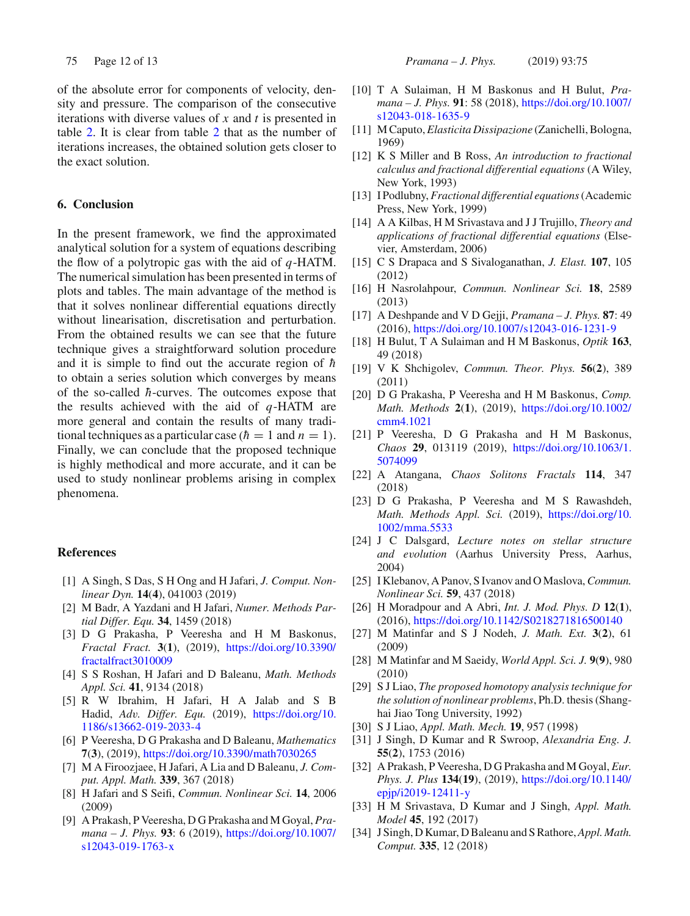of the absolute error for components of velocity, density and pressure. The comparison of the consecutive iterations with diverse values of $x$ and $t$ is presented in table 2. It is clear from table 2 that as the number of iterations increases, the obtained solution gets closer to the exact solution.

## 6. Conclusion

In the present framework, we find the approximated analytical solution for a system of equations describing the flow of a polytropic gas with the aid of $q$-HATM. The numerical simulation has been presented in terms of plots and tables. The main advantage of the method is that it solves nonlinear differential equations directly without linearisation, discretisation and perturbation. From the obtained results we can see that the future technique gives a straightforward solution procedure and it is simple to find out the accurate region of $\hbar$ to obtain a series solution which converges by means of the so-called $\hbar$-curves. The outcomes expose that the results achieved with the aid of $q$-HATM are more general and contain the results of many traditional techniques as a particular case ($\hbar = 1$ and $n = 1$). Finally, we can conclude that the proposed technique is highly methodical and more accurate, and it can be used to study nonlinear problems arising in complex phenomena.

## References

[1] A Singh, S Das, S H Ong and H Jafari, *J. Comput. Nonlinear Dyn.* **14**(**4**), 041003 (2019)

[2] M Badr, A Yazdani and H Jafari, *Numer. Methods Partial Differ. Equ.* **34**, 1459 (2018)

[3] D G Prakasha, P Veeresha and H M Baskonus, *Fractal Fract.* **3**(**1**), (2019), https://doi.org/10.3390/fractalfract3010009

[4] S S Roshan, H Jafari and D Baleanu, *Math. Methods Appl. Sci.* **41**, 9134 (2018)

[5] R W Ibrahim, H Jafari, H A Jalab and S B Hadid, *Adv. Differ. Equ.* (2019), https://doi.org/10.1186/s13662-019-2033-4

[6] P Veeresha, D G Prakasha and D Baleanu, *Mathematics* **7**(**3**), (2019), https://doi.org/10.3390/math7030265

[7] M A Firoozjaee, H Jafari, A Lia and D Baleanu, *J. Comput. Appl. Math.* **339**, 367 (2018)

[8] H Jafari and S Seifi, *Commun. Nonlinear Sci.* **14**, 2006 (2009)

[9] A Prakash, P Veeresha, D G Prakasha and M Goyal, *Pramana – J. Phys.* **93**: 6 (2019), https://doi.org/10.1007/s12043-019-1763-x

[10] T A Sulaiman, H M Baskonus and H Bulut, *Pramana – J. Phys.* **91**: 58 (2018), https://doi.org/10.1007/s12043-018-1635-9

[11] M Caputo, *Elasticita Dissipazione* (Zanichelli, Bologna, 1969)

[12] K S Miller and B Ross, *An introduction to fractional calculus and fractional differential equations* (A Wiley, New York, 1993)

[13] I Podlubny, *Fractional differential equations* (Academic Press, New York, 1999)

[14] A A Kilbas, H M Srivastava and J J Trujillo, *Theory and applications of fractional differential equations* (Elsevier, Amsterdam, 2006)

[15] C S Drapaca and S Sivaloganathan, *J. Elast.* **107**, 105 (2012)

[16] H Nasrolahpour, *Commun. Nonlinear Sci.* **18**, 2589 (2013)

[17] A Deshpande and V D Gejji, *Pramana – J. Phys.* **87**: 49 (2016), https://doi.org/10.1007/s12043-016-1231-9

[18] H Bulut, T A Sulaiman and H M Baskonus, *Optik* **163**, 49 (2018)

[19] V K Shchigolev, *Commun. Theor. Phys.* **56**(**2**), 389 (2011)

[20] D G Prakasha, P Veeresha and H M Baskonus, *Comp. Math. Methods* **2**(**1**), (2019), https://doi.org/10.1002/cmm4.1021

[21] P Veeresha, D G Prakasha and H M Baskonus, *Chaos* **29**, 013119 (2019), https://doi.org/10.1063/1.5074099

[22] A Atangana, *Chaos Solitons Fractals* **114**, 347 (2018)

[23] D G Prakasha, P Veeresha and M S Rawashdeh, *Math. Methods Appl. Sci.* (2019), https://doi.org/10.1002/mma.5533

[24] J C Dalsgard, *Lecture notes on stellar structure and evolution* (Aarhus University Press, Aarhus, 2004)

[25] I Klebanov, A Panov, S Ivanov and O Maslova, *Commun. Nonlinear Sci.* **59**, 437 (2018)

[26] H Moradpour and A Abri, *Int. J. Mod. Phys. D* **12**(**1**), (2016), https://doi.org/10.1142/S0218271816500140

[27] M Matinfar and S J Nodeh, *J. Math. Ext.* **3**(**2**), 61 (2009)

[28] M Matinfar and M Saeidy, *World Appl. Sci. J.* **9**(**9**), 980 (2010)

[29] S J Liao, *The proposed homotopy analysis technique for the solution of nonlinear problems*, Ph.D. thesis (Shanghai Jiao Tong University, 1992)

[30] S J Liao, *Appl. Math. Mech.* **19**, 957 (1998)

[31] J Singh, D Kumar and R Swroop, *Alexandria Eng. J.* **55**(**2**), 1753 (2016)

[32] A Prakash, P Veeresha, D G Prakasha and M Goyal, *Eur. Phys. J. Plus* **134**(**19**), (2019), https://doi.org/10.1140/epjp/i2019-12411-y

[33] H M Srivastava, D Kumar and J Singh, *Appl. Math. Model* **45**, 192 (2017)

[34] J Singh, D Kumar, D Baleanu and S Rathore, *Appl. Math. Comput.* **335**, 12 (2018)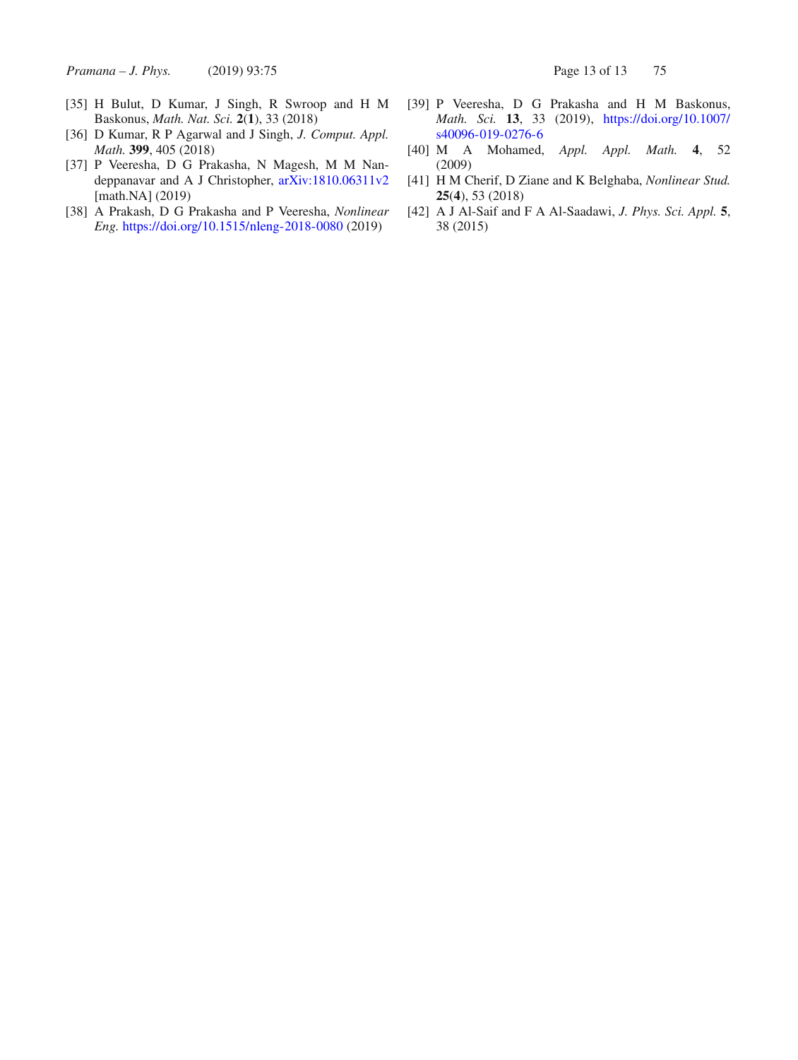[35] H Bulut, D Kumar, J Singh, R Swroop and H M Baskonus, *Math. Nat. Sci.* **2**(**1**), 33 (2018)

[36] D Kumar, R P Agarwal and J Singh, *J. Comput. Appl. Math.* **399**, 405 (2018)

[37] P Veeresha, D G Prakasha, N Magesh, M M Nandeppanavar and A J Christopher, arXiv:1810.06311v2 [math.NA] (2019)

[38] A Prakash, D G Prakasha and P Veeresha, *Nonlinear Eng.* https://doi.org/10.1515/nleng-2018-0080 (2019)

[39] P Veeresha, D G Prakasha and H M Baskonus, *Math. Sci.* **13**, 33 (2019), https://doi.org/10.1007/s40096-019-0276-6

[40] M A Mohamed, *Appl. Appl. Math.* **4**, 52 (2009)

[41] H M Cherif, D Ziane and K Belghaba, *Nonlinear Stud.* **25**(**4**), 53 (2018)

[42] A J Al-Saif and F A Al-Saadawi, *J. Phys. Sci. Appl.* **5**, 38 (2015)